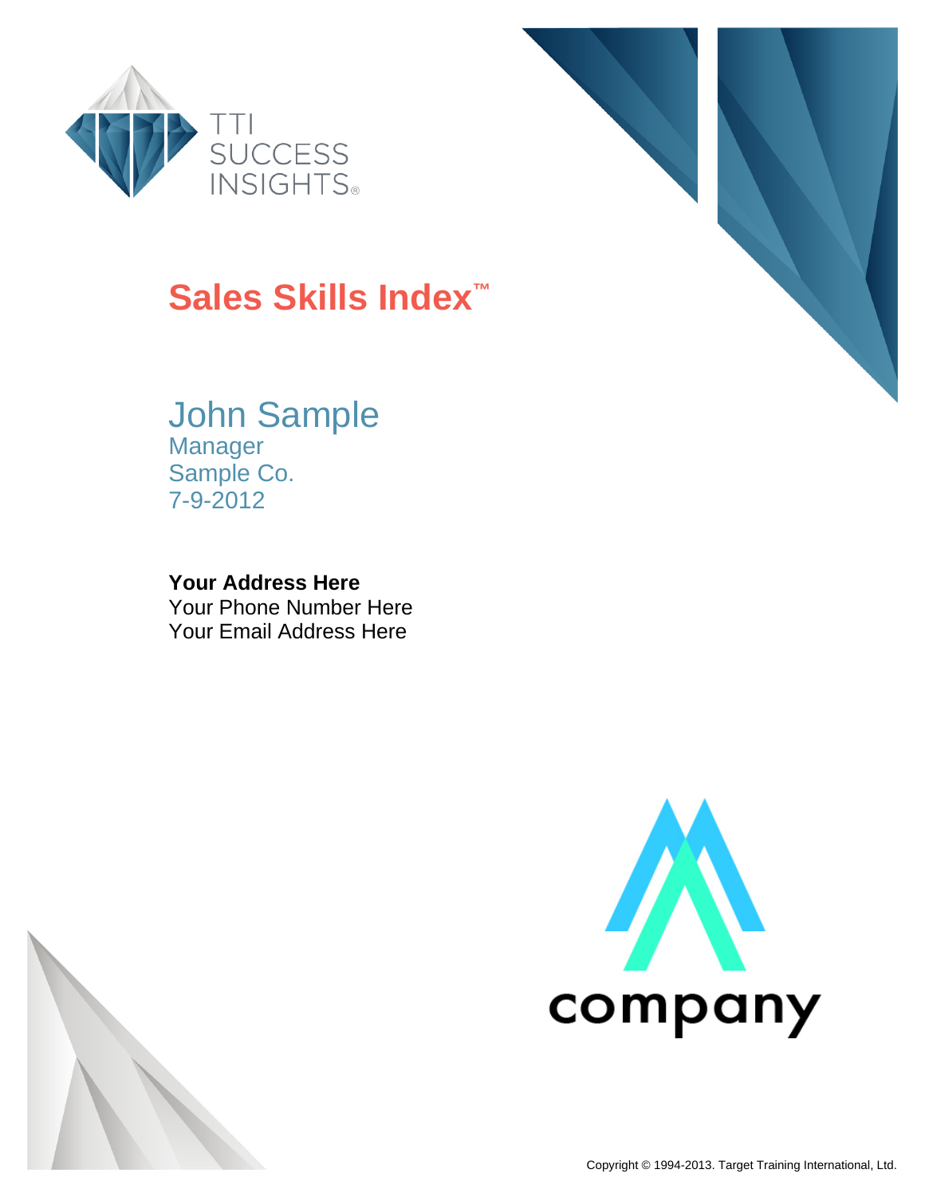TTI SUCCESS INSIGHTS®

# Sales Skills Index™

## John Sample

Manager
Sample Co.
7-9-2012

**Your Address Here**
Your Phone Number Here
Your Email Address Here

company

Copyright © 1994-2013. Target Training International, Ltd.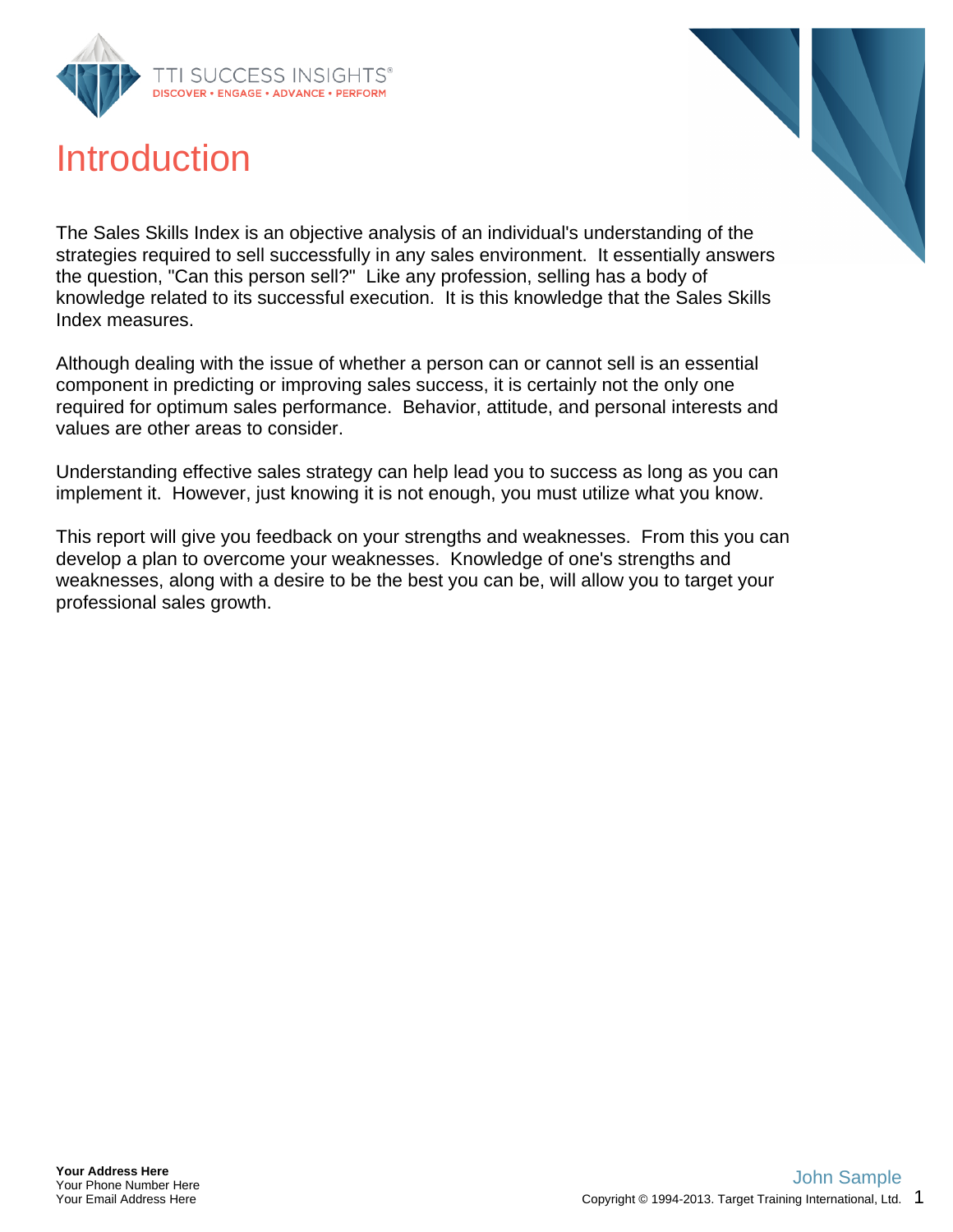# Introduction

The Sales Skills Index is an objective analysis of an individual's understanding of the strategies required to sell successfully in any sales environment. It essentially answers the question, "Can this person sell?" Like any profession, selling has a body of knowledge related to its successful execution. It is this knowledge that the Sales Skills Index measures.

Although dealing with the issue of whether a person can or cannot sell is an essential component in predicting or improving sales success, it is certainly not the only one required for optimum sales performance. Behavior, attitude, and personal interests and values are other areas to consider.

Understanding effective sales strategy can help lead you to success as long as you can implement it. However, just knowing it is not enough, you must utilize what you know.

This report will give you feedback on your strengths and weaknesses. From this you can develop a plan to overcome your weaknesses. Knowledge of one's strengths and weaknesses, along with a desire to be the best you can be, will allow you to target your professional sales growth.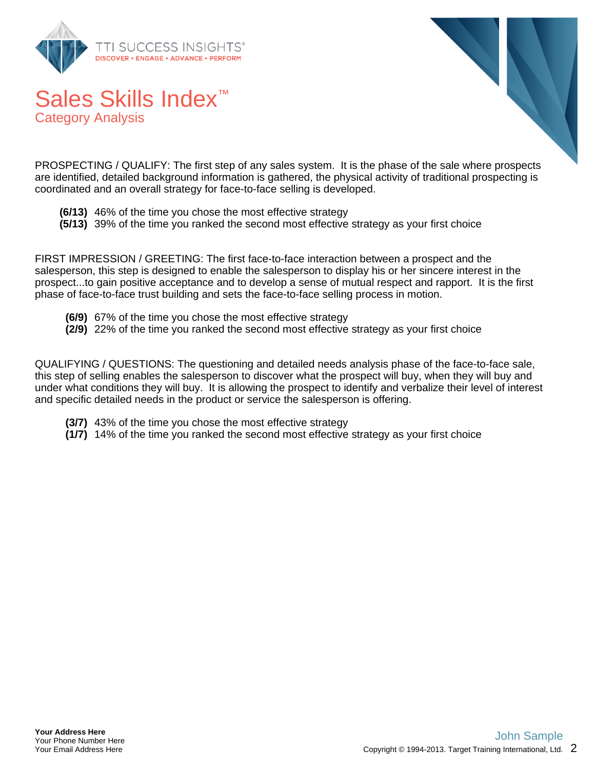# Sales Skills Index™

## Category Analysis

PROSPECTING / QUALIFY: The first step of any sales system. It is the phase of the sale where prospects are identified, detailed background information is gathered, the physical activity of traditional prospecting is coordinated and an overall strategy for face-to-face selling is developed.

- **(6/13)** 46% of the time you chose the most effective strategy
- **(5/13)** 39% of the time you ranked the second most effective strategy as your first choice

FIRST IMPRESSION / GREETING: The first face-to-face interaction between a prospect and the salesperson, this step is designed to enable the salesperson to display his or her sincere interest in the prospect...to gain positive acceptance and to develop a sense of mutual respect and rapport. It is the first phase of face-to-face trust building and sets the face-to-face selling process in motion.

- **(6/9)** 67% of the time you chose the most effective strategy
- **(2/9)** 22% of the time you ranked the second most effective strategy as your first choice

QUALIFYING / QUESTIONS: The questioning and detailed needs analysis phase of the face-to-face sale, this step of selling enables the salesperson to discover what the prospect will buy, when they will buy and under what conditions they will buy. It is allowing the prospect to identify and verbalize their level of interest and specific detailed needs in the product or service the salesperson is offering.

- **(3/7)** 43% of the time you chose the most effective strategy
- **(1/7)** 14% of the time you ranked the second most effective strategy as your first choice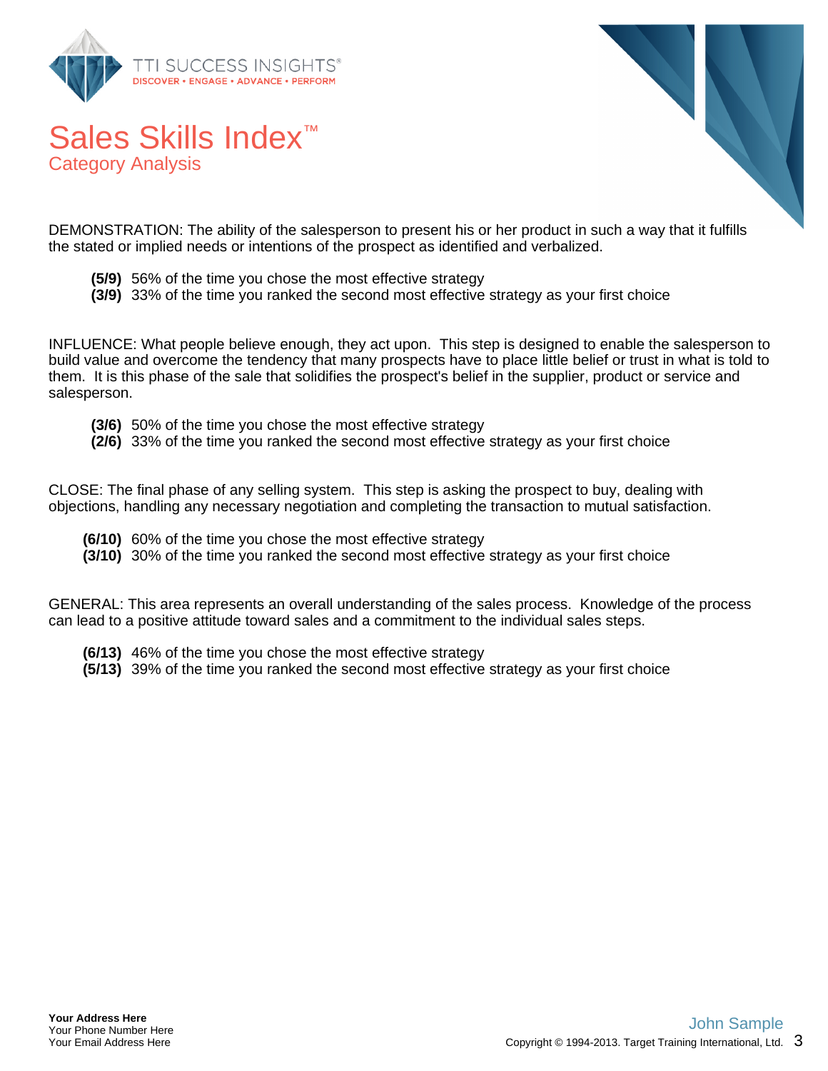# Sales Skills Index™

## Category Analysis

DEMONSTRATION: The ability of the salesperson to present his or her product in such a way that it fulfills the stated or implied needs or intentions of the prospect as identified and verbalized.

- **(5/9)** 56% of the time you chose the most effective strategy
- **(3/9)** 33% of the time you ranked the second most effective strategy as your first choice

INFLUENCE: What people believe enough, they act upon. This step is designed to enable the salesperson to build value and overcome the tendency that many prospects have to place little belief or trust in what is told to them. It is this phase of the sale that solidifies the prospect's belief in the supplier, product or service and salesperson.

- **(3/6)** 50% of the time you chose the most effective strategy
- **(2/6)** 33% of the time you ranked the second most effective strategy as your first choice

CLOSE: The final phase of any selling system. This step is asking the prospect to buy, dealing with objections, handling any necessary negotiation and completing the transaction to mutual satisfaction.

- **(6/10)** 60% of the time you chose the most effective strategy
- **(3/10)** 30% of the time you ranked the second most effective strategy as your first choice

GENERAL: This area represents an overall understanding of the sales process. Knowledge of the process can lead to a positive attitude toward sales and a commitment to the individual sales steps.

- **(6/13)** 46% of the time you chose the most effective strategy
- **(5/13)** 39% of the time you ranked the second most effective strategy as your first choice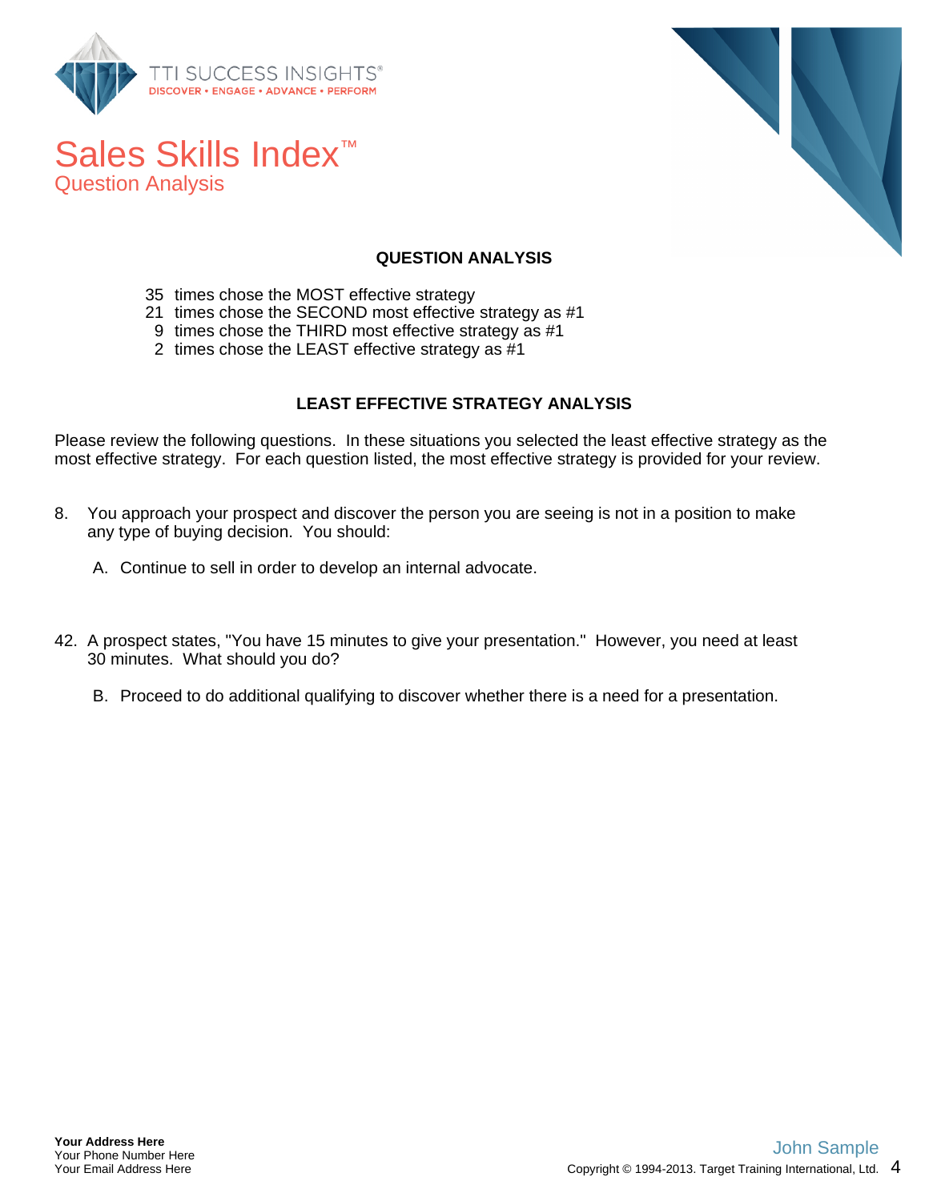# Sales Skills Index™

## Question Analysis

### QUESTION ANALYSIS

35 times chose the MOST effective strategy
21 times chose the SECOND most effective strategy as #1
9 times chose the THIRD most effective strategy as #1
2 times chose the LEAST effective strategy as #1

### LEAST EFFECTIVE STRATEGY ANALYSIS

Please review the following questions. In these situations you selected the least effective strategy as the most effective strategy. For each question listed, the most effective strategy is provided for your review.

8. You approach your prospect and discover the person you are seeing is not in a position to make any type of buying decision. You should:

   A. Continue to sell in order to develop an internal advocate.

42. A prospect states, "You have 15 minutes to give your presentation." However, you need at least 30 minutes. What should you do?

   B. Proceed to do additional qualifying to discover whether there is a need for a presentation.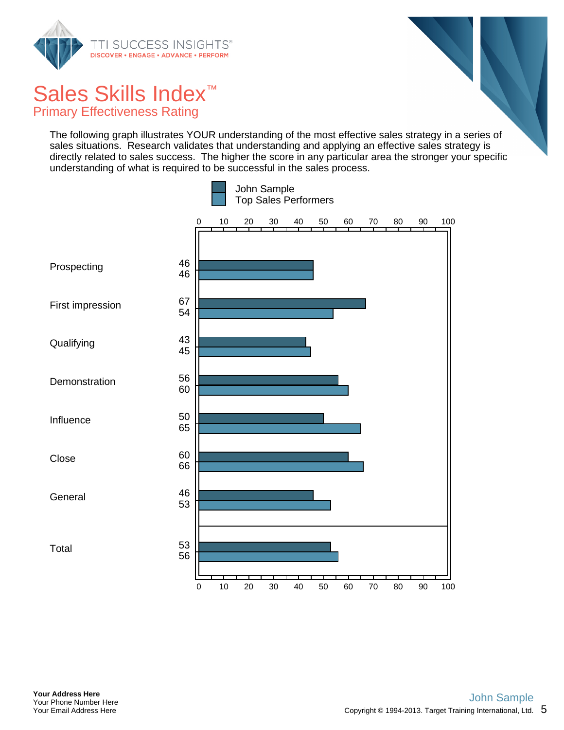# Sales Skills Index™

## Primary Effectiveness Rating

The following graph illustrates YOUR understanding of the most effective sales strategy in a series of sales situations. Research validates that understanding and applying an effective sales strategy is directly related to sales success. The higher the score in any particular area the stronger your specific understanding of what is required to be successful in the sales process.

| | John Sample | Top Sales Performers |
|---|---|---|
| Prospecting | 46 | 46 |
| First impression | 67 | 54 |
| Qualifying | 43 | 45 |
| Demonstration | 56 | 60 |
| Influence | 50 | 65 |
| Close | 60 | 66 |
| General | 46 | 53 |
| Total | 53 | 56 |

Your Address Here
Your Phone Number Here
Your Email Address Here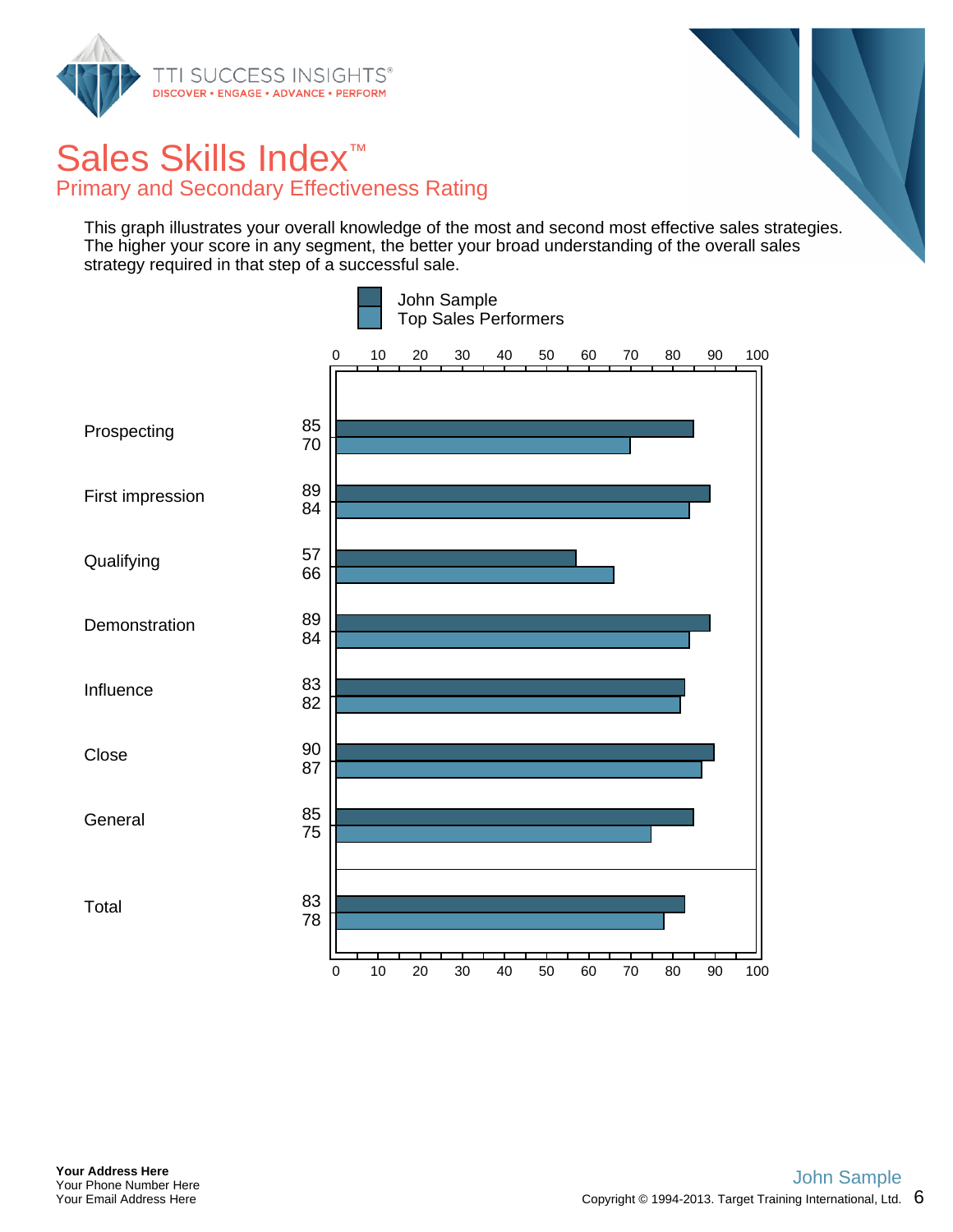# Sales Skills Index™

## Primary and Secondary Effectiveness Rating

This graph illustrates your overall knowledge of the most and second most effective sales strategies. The higher your score in any segment, the better your broad understanding of the overall sales strategy required in that step of a successful sale.

| Segment | John Sample | Top Sales Performers |
|---|---|---|
| Prospecting | 85 | 70 |
| First impression | 89 | 84 |
| Qualifying | 57 | 66 |
| Demonstration | 89 | 84 |
| Influence | 83 | 82 |
| Close | 90 | 87 |
| General | 85 | 75 |
| Total | 83 | 78 |

**Your Address Here**
Your Phone Number Here
Your Email Address Here

John Sample
Copyright © 1994-2013. Target Training International, Ltd.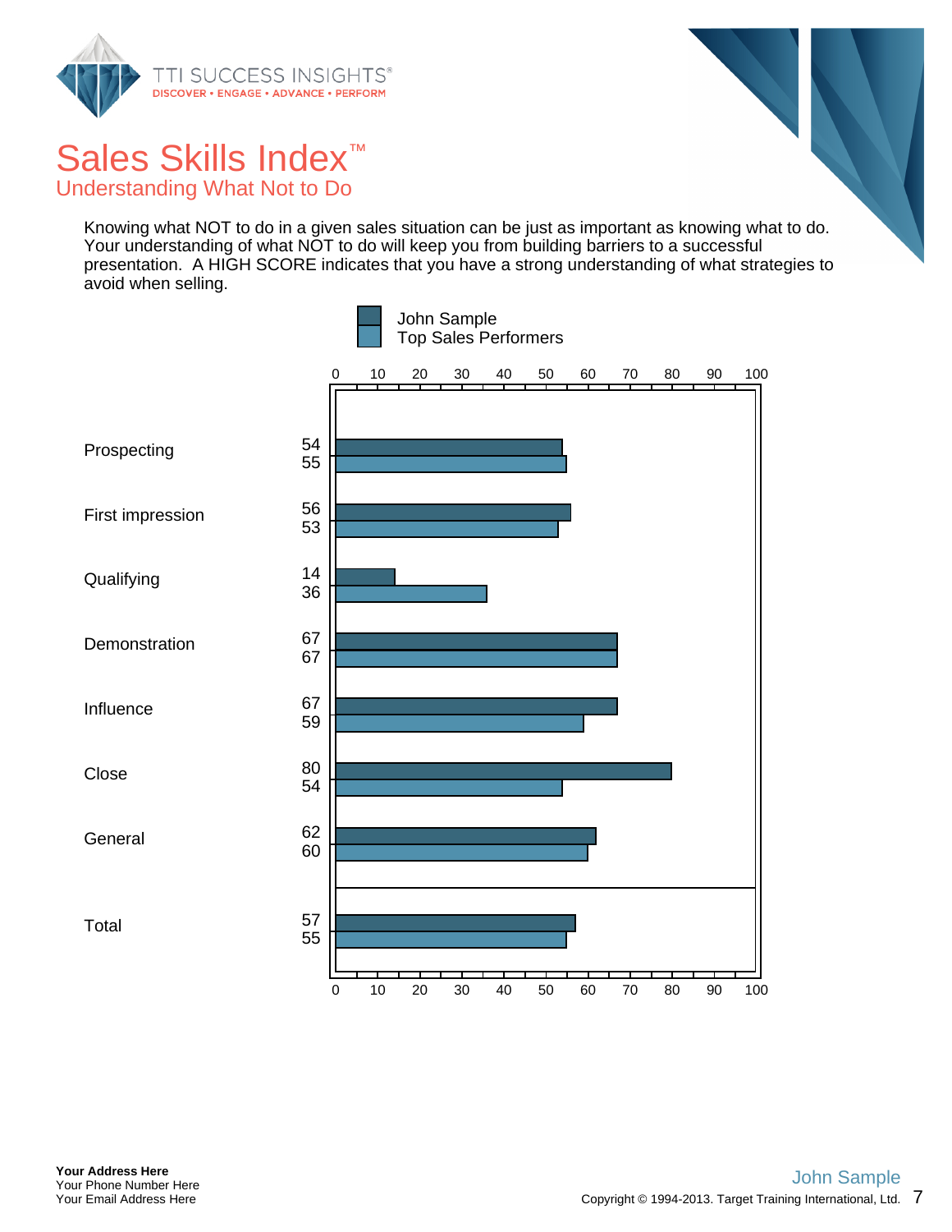# Sales Skills Index™

## Understanding What Not to Do

Knowing what NOT to do in a given sales situation can be just as important as knowing what to do. Your understanding of what NOT to do will keep you from building barriers to a successful presentation. A HIGH SCORE indicates that you have a strong understanding of what strategies to avoid when selling.

John Sample
Top Sales Performers

0 10 20 30 40 50 60 70 80 90 100

Prospecting 54 55

First impression 56 53

Qualifying 14 36

Demonstration 67 67

Influence 67 59

Close 80 54

General 62 60

Total 57 55

0 10 20 30 40 50 60 70 80 90 100

**Your Address Here**
Your Phone Number Here
Your Email Address Here

John Sample
Copyright © 1994-2013. Target Training International, Ltd.